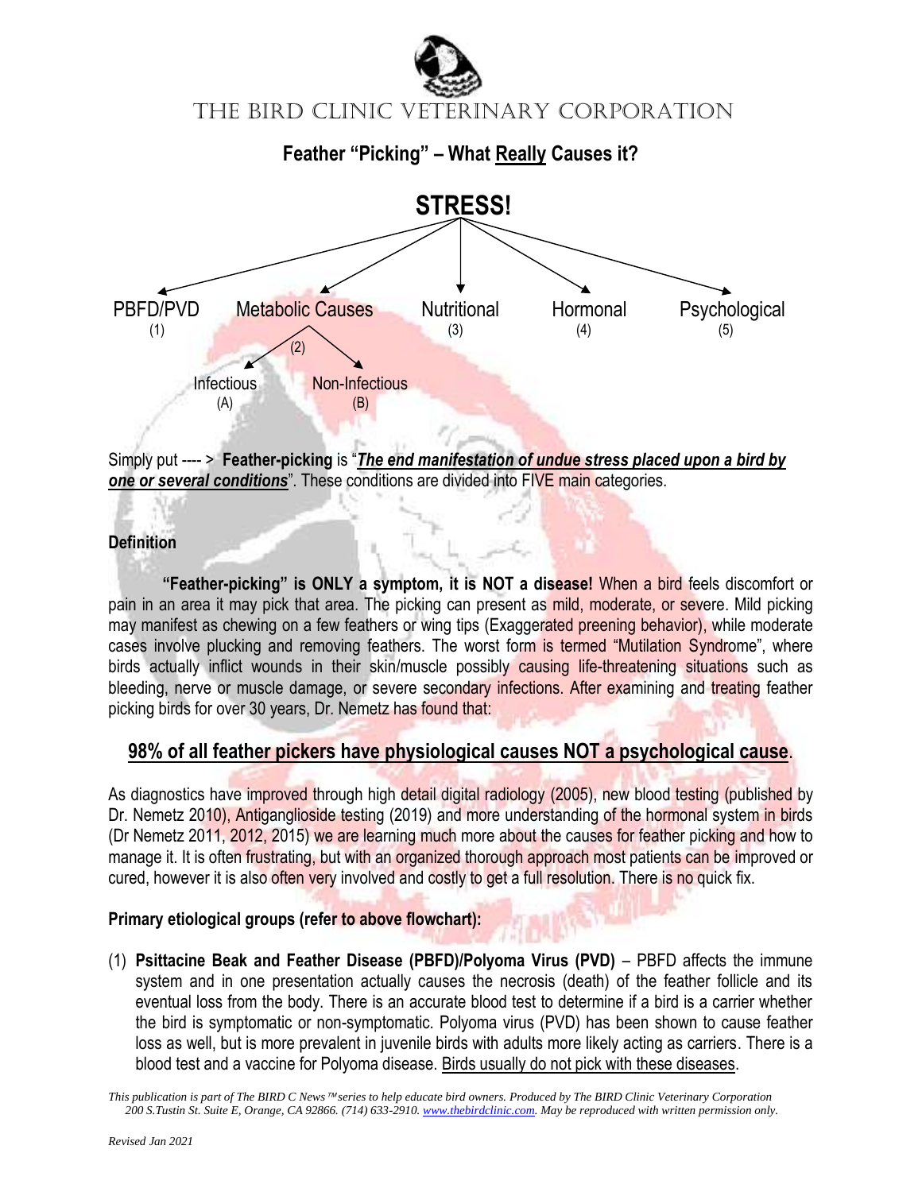# The Bird Clinic Veterinary Corporation

## Feather "Picking" – What Really Causes it?

**STRESS!**

- PBFD/PVD (1)
- Metabolic Causes (2)
  - Infectious (A)
  - Non-Infectious (B)
- Nutritional (3)
- Hormonal (4)
- Psychological (5)

Simply put ---- > **Feather-picking** is "***The end manifestation of undue stress placed upon a bird by one or several conditions***". These conditions are divided into FIVE main categories.

**Definition**

**"Feather-picking" is ONLY a symptom, it is NOT a disease!** When a bird feels discomfort or pain in an area it may pick that area. The picking can present as mild, moderate, or severe. Mild picking may manifest as chewing on a few feathers or wing tips (Exaggerated preening behavior), while moderate cases involve plucking and removing feathers. The worst form is termed "Mutilation Syndrome", where birds actually inflict wounds in their skin/muscle possibly causing life-threatening situations such as bleeding, nerve or muscle damage, or severe secondary infections. After examining and treating feather picking birds for over 30 years, Dr. Nemetz has found that:

**98% of all feather pickers have physiological causes NOT a psychological cause.**

As diagnostics have improved through high detail digital radiology (2005), new blood testing (published by Dr. Nemetz 2010), Antiganglioside testing (2019) and more understanding of the hormonal system in birds (Dr Nemetz 2011, 2012, 2015) we are learning much more about the causes for feather picking and how to manage it. It is often frustrating, but with an organized thorough approach most patients can be improved or cured, however it is also often very involved and costly to get a full resolution. There is no quick fix.

**Primary etiological groups (refer to above flowchart):**

(1) **Psittacine Beak and Feather Disease (PBFD)/Polyoma Virus (PVD)** – PBFD affects the immune system and in one presentation actually causes the necrosis (death) of the feather follicle and its eventual loss from the body. There is an accurate blood test to determine if a bird is a carrier whether the bird is symptomatic or non-symptomatic. Polyoma virus (PVD) has been shown to cause feather loss as well, but is more prevalent in juvenile birds with adults more likely acting as carriers. There is a blood test and a vaccine for Polyoma disease. Birds usually do not pick with these diseases.

*This publication is part of The BIRD C News™ series to help educate bird owners. Produced by The BIRD Clinic Veterinary Corporation 200 S.Tustin St. Suite E, Orange, CA 92866. (714) 633-2910. www.thebirdclinic.com. May be reproduced with written permission only.*

*Revised Jan 2021*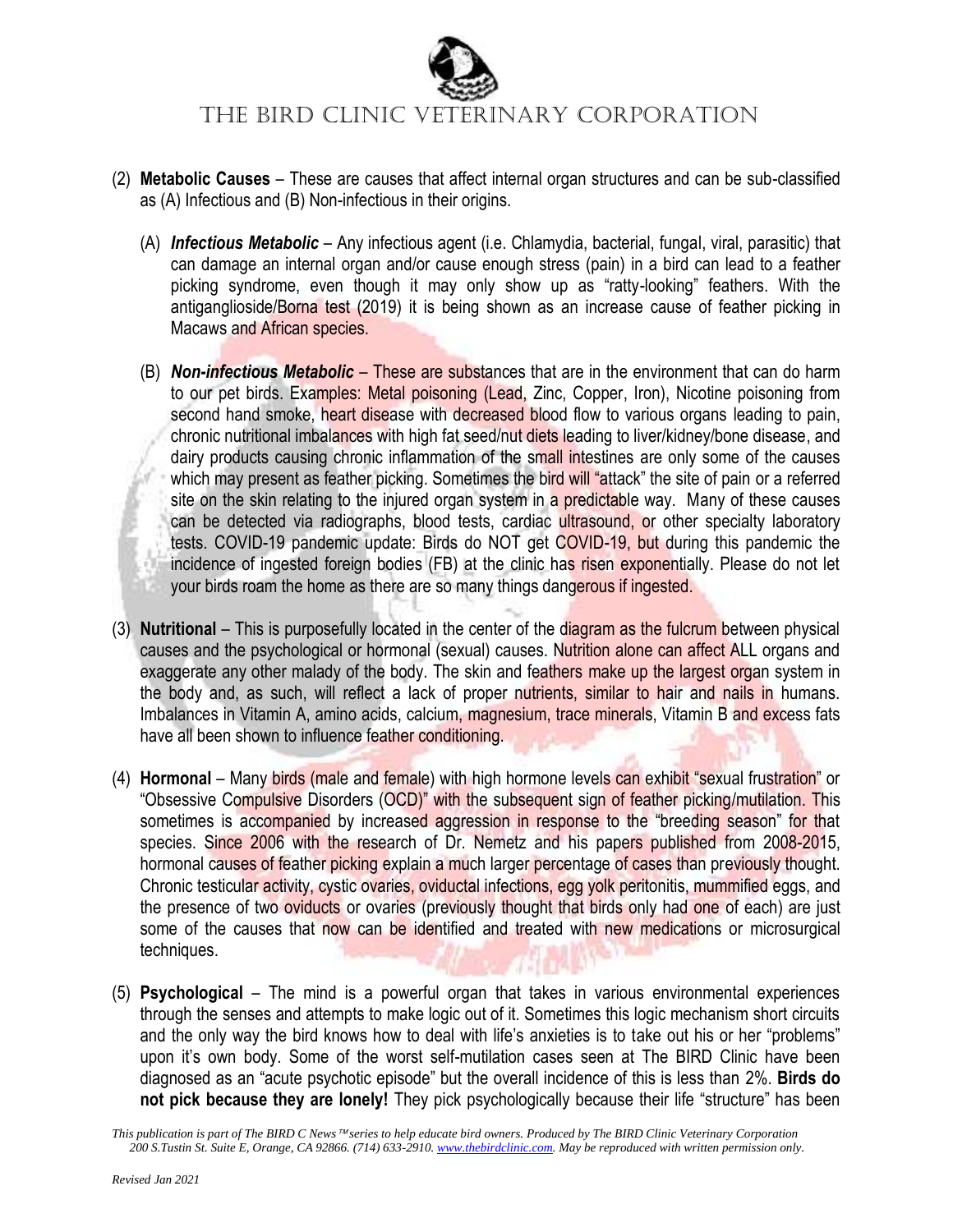(2) **Metabolic Causes** – These are causes that affect internal organ structures and can be sub-classified as (A) Infectious and (B) Non-infectious in their origins.

   (A) ***Infectious Metabolic*** – Any infectious agent (i.e. Chlamydia, bacterial, fungal, viral, parasitic) that can damage an internal organ and/or cause enough stress (pain) in a bird can lead to a feather picking syndrome, even though it may only show up as "ratty-looking" feathers. With the antiganglioside/Borna test (2019) it is being shown as an increase cause of feather picking in Macaws and African species.

   (B) ***Non-infectious Metabolic*** – These are substances that are in the environment that can do harm to our pet birds. Examples: Metal poisoning (Lead, Zinc, Copper, Iron), Nicotine poisoning from second hand smoke, heart disease with decreased blood flow to various organs leading to pain, chronic nutritional imbalances with high fat seed/nut diets leading to liver/kidney/bone disease, and dairy products causing chronic inflammation of the small intestines are only some of the causes which may present as feather picking. Sometimes the bird will "attack" the site of pain or a referred site on the skin relating to the injured organ system in a predictable way. Many of these causes can be detected via radiographs, blood tests, cardiac ultrasound, or other specialty laboratory tests. COVID-19 pandemic update: Birds do NOT get COVID-19, but during this pandemic the incidence of ingested foreign bodies (FB) at the clinic has risen exponentially. Please do not let your birds roam the home as there are so many things dangerous if ingested.

(3) **Nutritional** – This is purposefully located in the center of the diagram as the fulcrum between physical causes and the psychological or hormonal (sexual) causes. Nutrition alone can affect ALL organs and exaggerate any other malady of the body. The skin and feathers make up the largest organ system in the body and, as such, will reflect a lack of proper nutrients, similar to hair and nails in humans. Imbalances in Vitamin A, amino acids, calcium, magnesium, trace minerals, Vitamin B and excess fats have all been shown to influence feather conditioning.

(4) **Hormonal** – Many birds (male and female) with high hormone levels can exhibit "sexual frustration" or "Obsessive Compulsive Disorders (OCD)" with the subsequent sign of feather picking/mutilation. This sometimes is accompanied by increased aggression in response to the "breeding season" for that species. Since 2006 with the research of Dr. Nemetz and his papers published from 2008-2015, hormonal causes of feather picking explain a much larger percentage of cases than previously thought. Chronic testicular activity, cystic ovaries, oviductal infections, egg yolk peritonitis, mummified eggs, and the presence of two oviducts or ovaries (previously thought that birds only had one of each) are just some of the causes that now can be identified and treated with new medications or microsurgical techniques.

(5) **Psychological** – The mind is a powerful organ that takes in various environmental experiences through the senses and attempts to make logic out of it. Sometimes this logic mechanism short circuits and the only way the bird knows how to deal with life's anxieties is to take out his or her "problems" upon it's own body. Some of the worst self-mutilation cases seen at The BIRD Clinic have been diagnosed as an "acute psychotic episode" but the overall incidence of this is less than 2%. **Birds do not pick because they are lonely!** They pick psychologically because their life "structure" has been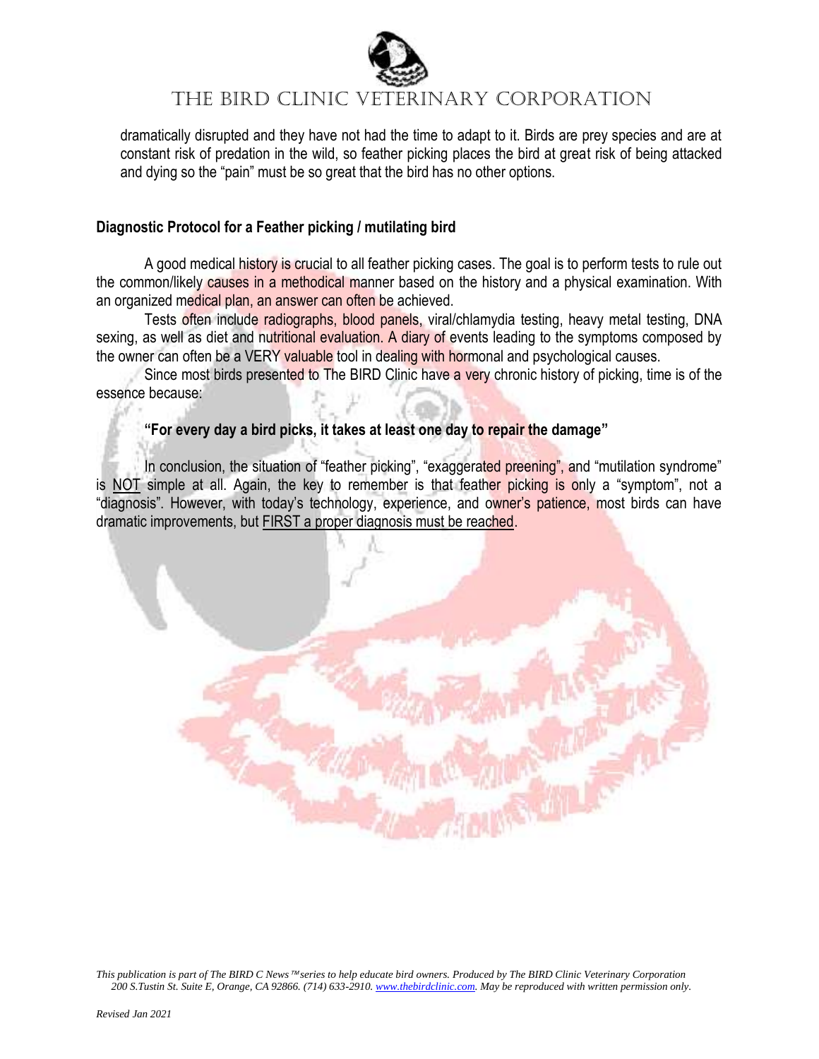dramatically disrupted and they have not had the time to adapt to it. Birds are prey species and are at constant risk of predation in the wild, so feather picking places the bird at great risk of being attacked and dying so the "pain" must be so great that the bird has no other options.

**Diagnostic Protocol for a Feather picking / mutilating bird**

A good medical history is crucial to all feather picking cases. The goal is to perform tests to rule out the common/likely causes in a methodical manner based on the history and a physical examination. With an organized medical plan, an answer can often be achieved.

Tests often include radiographs, blood panels, viral/chlamydia testing, heavy metal testing, DNA sexing, as well as diet and nutritional evaluation. A diary of events leading to the symptoms composed by the owner can often be a VERY valuable tool in dealing with hormonal and psychological causes.

Since most birds presented to The BIRD Clinic have a very chronic history of picking, time is of the essence because:

**"For every day a bird picks, it takes at least one day to repair the damage"**

In conclusion, the situation of "feather picking", "exaggerated preening", and "mutilation syndrome" is NOT simple at all. Again, the key to remember is that feather picking is only a "symptom", not a "diagnosis". However, with today's technology, experience, and owner's patience, most birds can have dramatic improvements, but FIRST a proper diagnosis must be reached.

*This publication is part of The BIRD C News™ series to help educate bird owners. Produced by The BIRD Clinic Veterinary Corporation 200 S.Tustin St. Suite E, Orange, CA 92866. (714) 633-2910. www.thebirdclinic.com. May be reproduced with written permission only.*

*Revised Jan 2021*